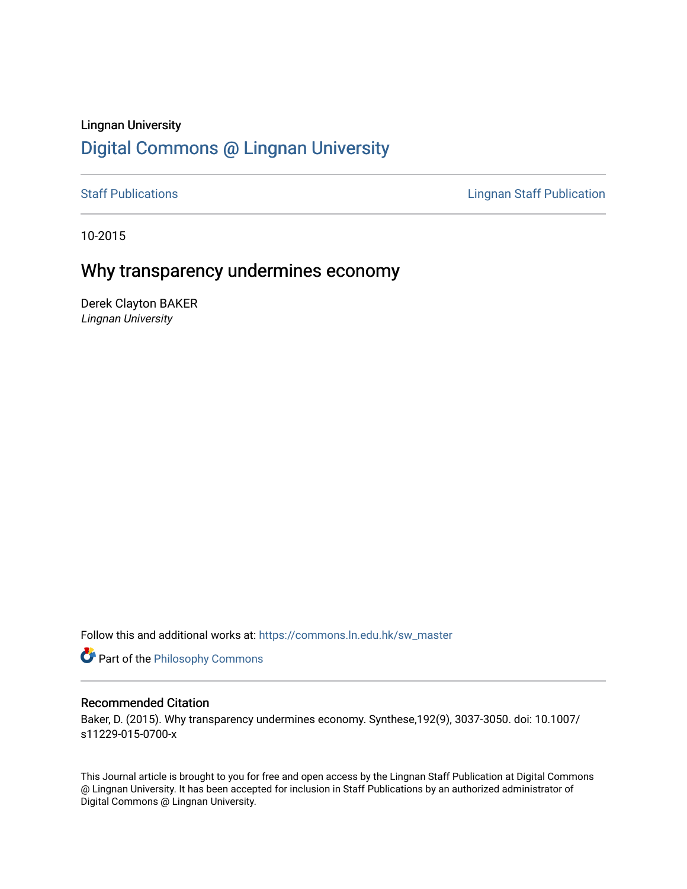Lingnan University

# Digital Commons @ Lingnan University

Staff Publications | Lingnan Staff Publication

10-2015

## Why transparency undermines economy

Derek Clayton BAKER
*Lingnan University*

Follow this and additional works at: https://commons.ln.edu.hk/sw_master

Part of the Philosophy Commons

### Recommended Citation

Baker, D. (2015). Why transparency undermines economy. Synthese,192(9), 3037-3050. doi: 10.1007/s11229-015-0700-x

This Journal article is brought to you for free and open access by the Lingnan Staff Publication at Digital Commons @ Lingnan University. It has been accepted for inclusion in Staff Publications by an authorized administrator of Digital Commons @ Lingnan University.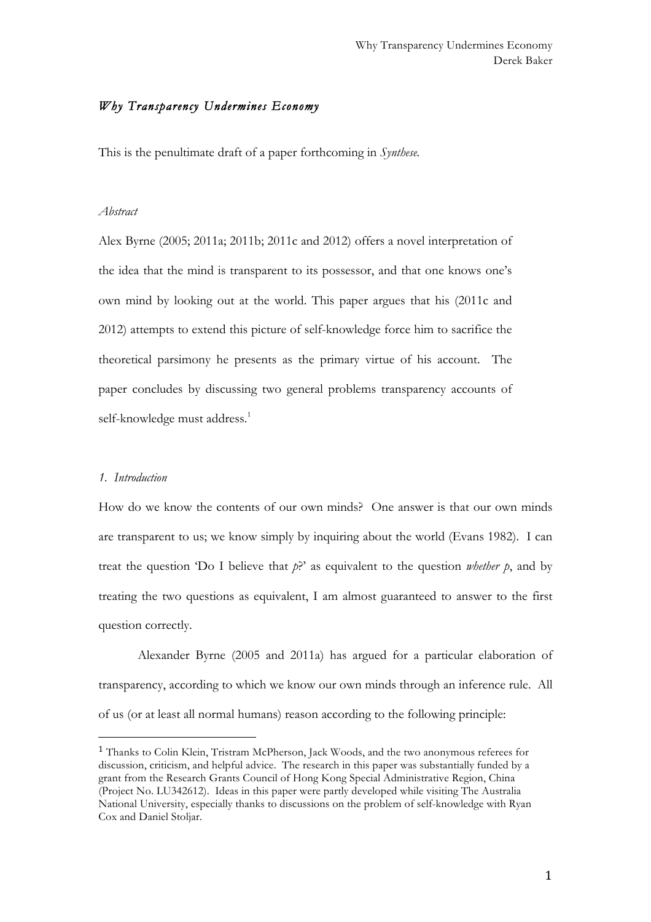# *Why Transparency Undermines Economy*

This is the penultimate draft of a paper forthcoming in *Synthese*.

*Abstract*

Alex Byrne (2005; 2011a; 2011b; 2011c and 2012) offers a novel interpretation of the idea that the mind is transparent to its possessor, and that one knows one's own mind by looking out at the world. This paper argues that his (2011c and 2012) attempts to extend this picture of self-knowledge force him to sacrifice the theoretical parsimony he presents as the primary virtue of his account. The paper concludes by discussing two general problems transparency accounts of self-knowledge must address.[1]

## *1. Introduction*

How do we know the contents of our own minds? One answer is that our own minds are transparent to us; we know simply by inquiring about the world (Evans 1982). I can treat the question 'Do I believe that *p*?' as equivalent to the question *whether p*, and by treating the two questions as equivalent, I am almost guaranteed to answer to the first question correctly.

Alexander Byrne (2005 and 2011a) has argued for a particular elaboration of transparency, according to which we know our own minds through an inference rule. All of us (or at least all normal humans) reason according to the following principle:

[1] Thanks to Colin Klein, Tristram McPherson, Jack Woods, and the two anonymous referees for discussion, criticism, and helpful advice. The research in this paper was substantially funded by a grant from the Research Grants Council of Hong Kong Special Administrative Region, China (Project No. LU342612). Ideas in this paper were partly developed while visiting The Australia National University, especially thanks to discussions on the problem of self-knowledge with Ryan Cox and Daniel Stoljar.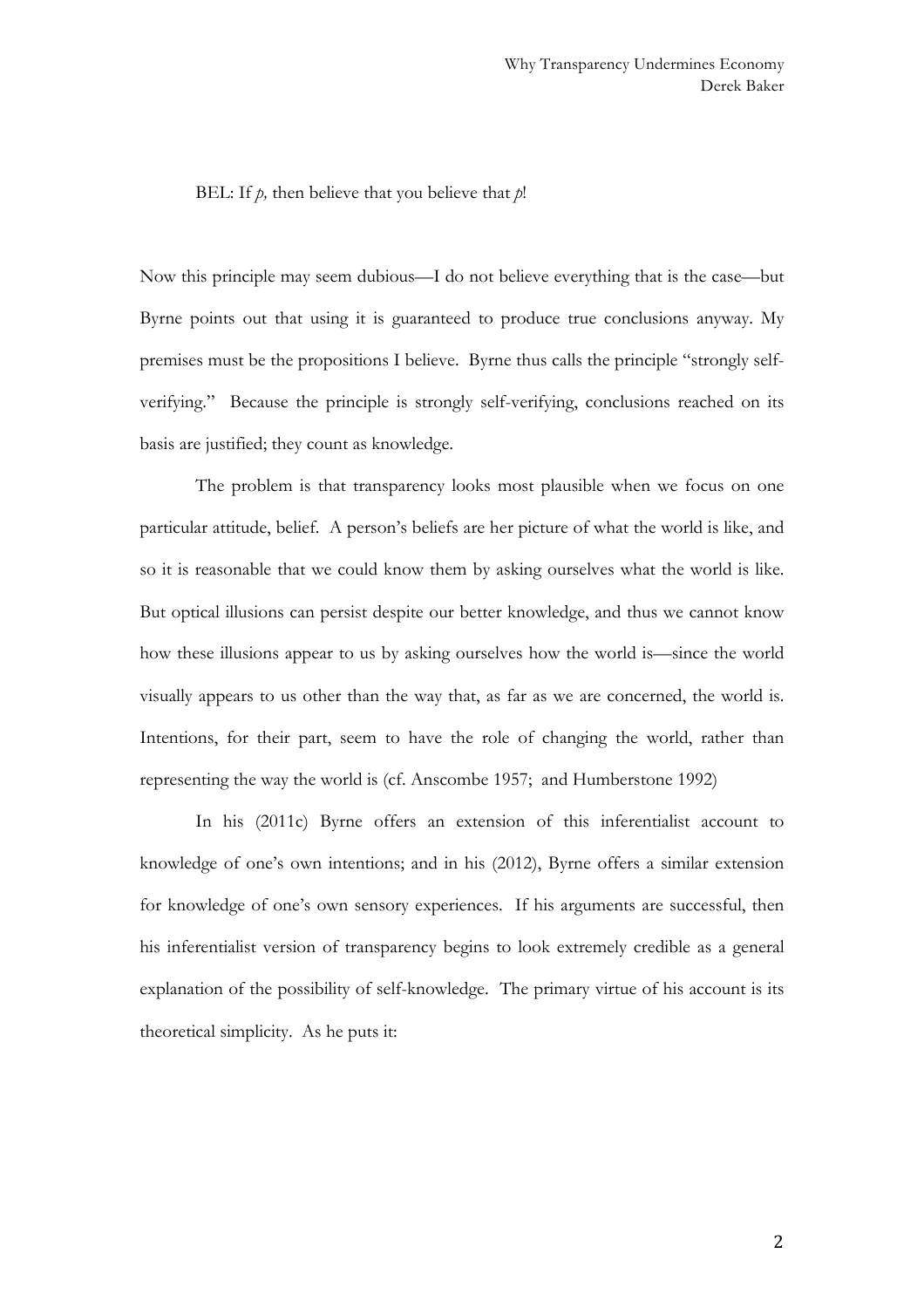BEL: If *p,* then believe that you believe that *p*!

Now this principle may seem dubious—I do not believe everything that is the case—but Byrne points out that using it is guaranteed to produce true conclusions anyway. My premises must be the propositions I believe. Byrne thus calls the principle "strongly self-verifying." Because the principle is strongly self-verifying, conclusions reached on its basis are justified; they count as knowledge.

The problem is that transparency looks most plausible when we focus on one particular attitude, belief. A person's beliefs are her picture of what the world is like, and so it is reasonable that we could know them by asking ourselves what the world is like. But optical illusions can persist despite our better knowledge, and thus we cannot know how these illusions appear to us by asking ourselves how the world is—since the world visually appears to us other than the way that, as far as we are concerned, the world is. Intentions, for their part, seem to have the role of changing the world, rather than representing the way the world is (cf. Anscombe 1957; and Humberstone 1992)

In his (2011c) Byrne offers an extension of this inferentialist account to knowledge of one's own intentions; and in his (2012), Byrne offers a similar extension for knowledge of one's own sensory experiences. If his arguments are successful, then his inferentialist version of transparency begins to look extremely credible as a general explanation of the possibility of self-knowledge. The primary virtue of his account is its theoretical simplicity. As he puts it: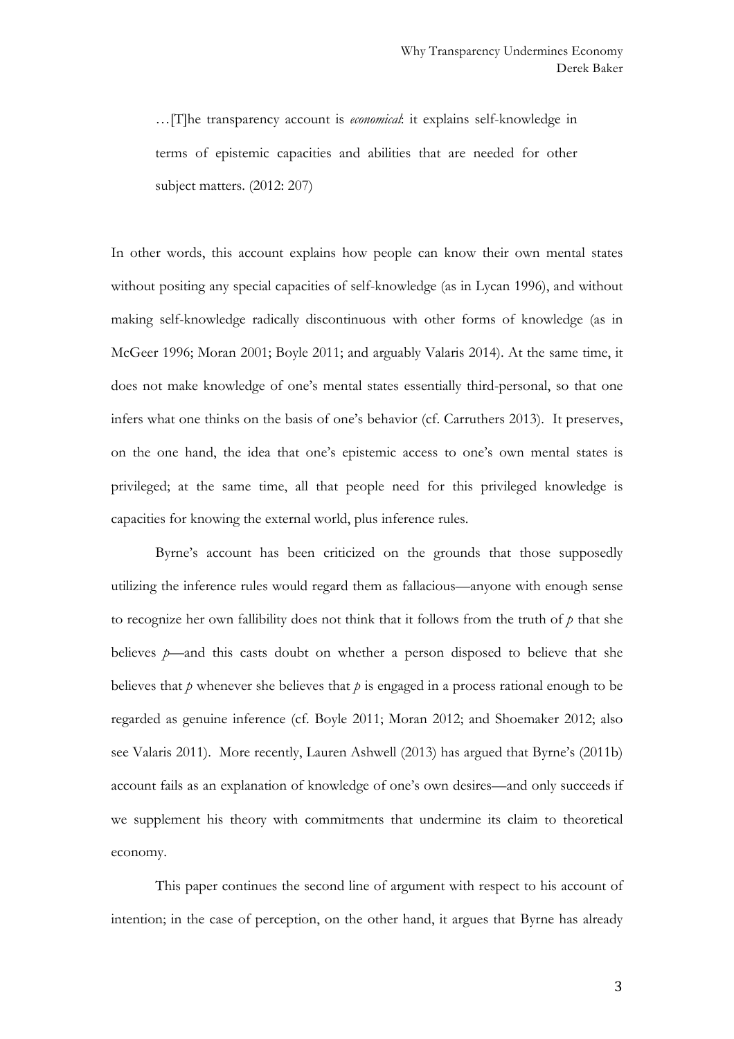> …[T]he transparency account is *economical*: it explains self-knowledge in terms of epistemic capacities and abilities that are needed for other subject matters. (2012: 207)

In other words, this account explains how people can know their own mental states without positing any special capacities of self-knowledge (as in Lycan 1996), and without making self-knowledge radically discontinuous with other forms of knowledge (as in McGeer 1996; Moran 2001; Boyle 2011; and arguably Valaris 2014). At the same time, it does not make knowledge of one's mental states essentially third-personal, so that one infers what one thinks on the basis of one's behavior (cf. Carruthers 2013). It preserves, on the one hand, the idea that one's epistemic access to one's own mental states is privileged; at the same time, all that people need for this privileged knowledge is capacities for knowing the external world, plus inference rules.

Byrne's account has been criticized on the grounds that those supposedly utilizing the inference rules would regard them as fallacious—anyone with enough sense to recognize her own fallibility does not think that it follows from the truth of *p* that she believes *p*—and this casts doubt on whether a person disposed to believe that she believes that *p* whenever she believes that *p* is engaged in a process rational enough to be regarded as genuine inference (cf. Boyle 2011; Moran 2012; and Shoemaker 2012; also see Valaris 2011). More recently, Lauren Ashwell (2013) has argued that Byrne's (2011b) account fails as an explanation of knowledge of one's own desires—and only succeeds if we supplement his theory with commitments that undermine its claim to theoretical economy.

This paper continues the second line of argument with respect to his account of intention; in the case of perception, on the other hand, it argues that Byrne has already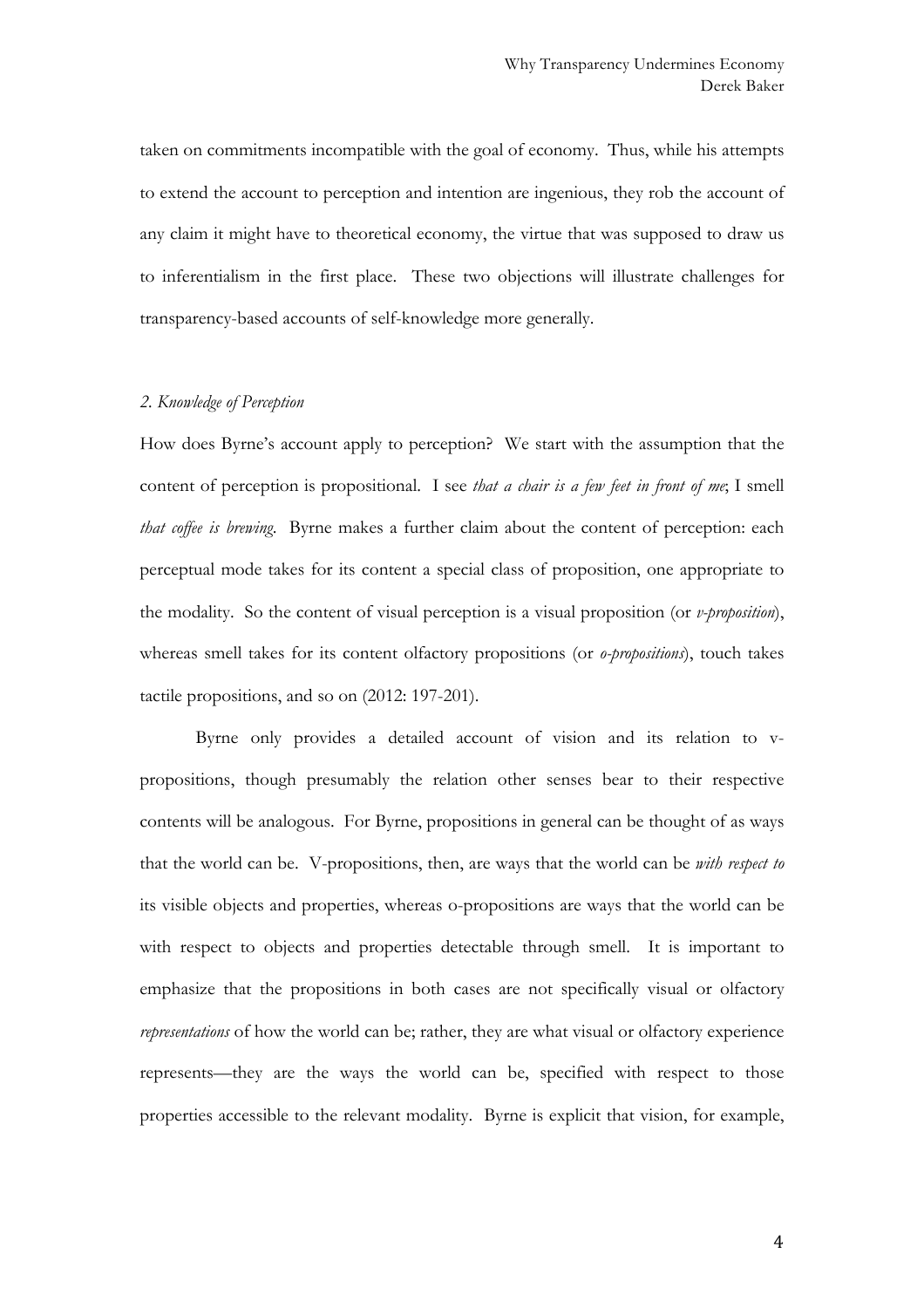taken on commitments incompatible with the goal of economy. Thus, while his attempts to extend the account to perception and intention are ingenious, they rob the account of any claim it might have to theoretical economy, the virtue that was supposed to draw us to inferentialism in the first place. These two objections will illustrate challenges for transparency-based accounts of self-knowledge more generally.

## *2. Knowledge of Perception*

How does Byrne's account apply to perception? We start with the assumption that the content of perception is propositional. I see *that a chair is a few feet in front of me*; I smell *that coffee is brewing*. Byrne makes a further claim about the content of perception: each perceptual mode takes for its content a special class of proposition, one appropriate to the modality. So the content of visual perception is a visual proposition (or *v-proposition*), whereas smell takes for its content olfactory propositions (or *o-propositions*), touch takes tactile propositions, and so on (2012: 197-201).

Byrne only provides a detailed account of vision and its relation to v-propositions, though presumably the relation other senses bear to their respective contents will be analogous. For Byrne, propositions in general can be thought of as ways that the world can be. V-propositions, then, are ways that the world can be *with respect to* its visible objects and properties, whereas o-propositions are ways that the world can be with respect to objects and properties detectable through smell. It is important to emphasize that the propositions in both cases are not specifically visual or olfactory *representations* of how the world can be; rather, they are what visual or olfactory experience represents—they are the ways the world can be, specified with respect to those properties accessible to the relevant modality. Byrne is explicit that vision, for example,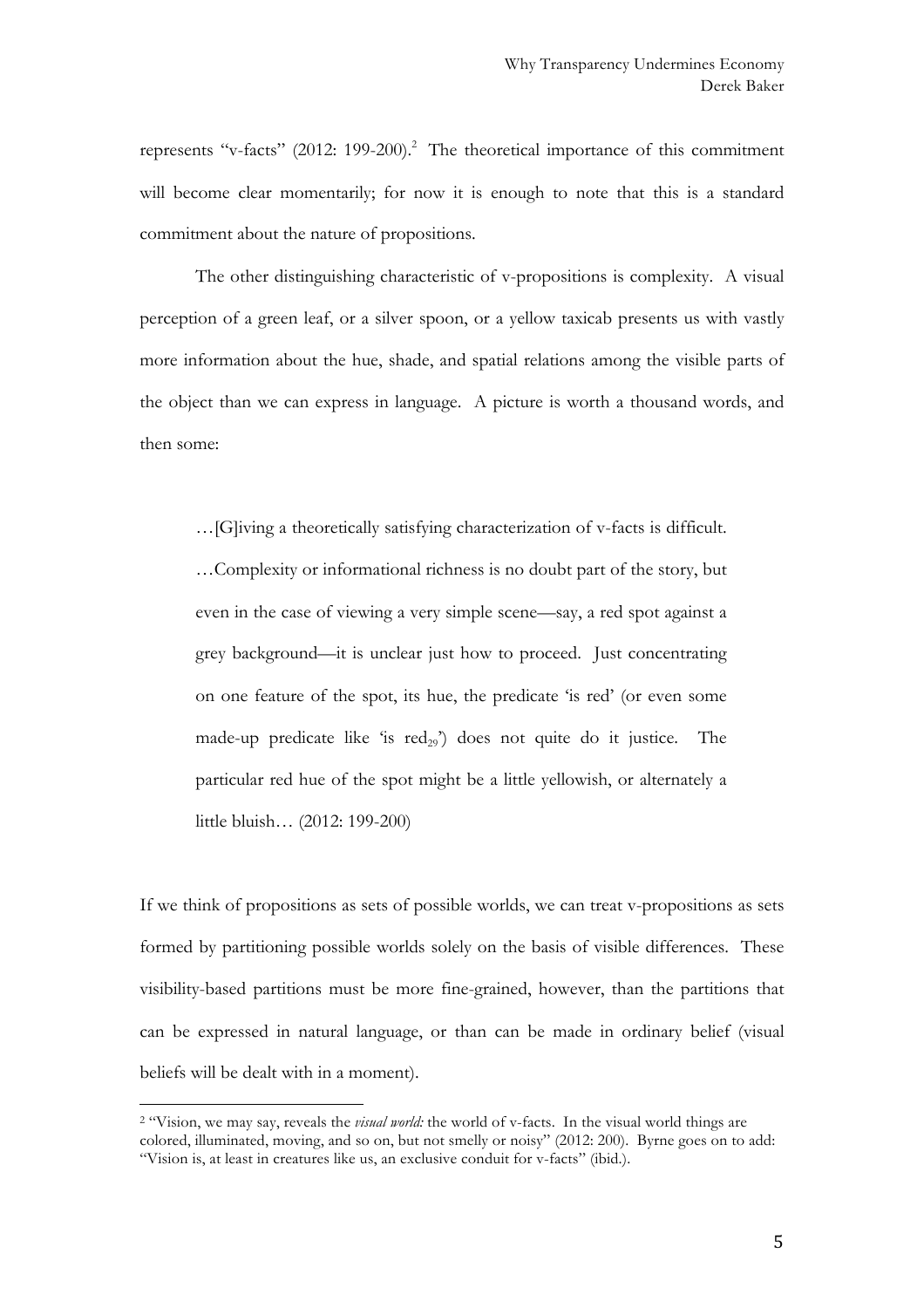represents "v-facts" (2012: 199-200).[2] The theoretical importance of this commitment will become clear momentarily; for now it is enough to note that this is a standard commitment about the nature of propositions.

The other distinguishing characteristic of v-propositions is complexity. A visual perception of a green leaf, or a silver spoon, or a yellow taxicab presents us with vastly more information about the hue, shade, and spatial relations among the visible parts of the object than we can express in language. A picture is worth a thousand words, and then some:

> …[G]iving a theoretically satisfying characterization of v-facts is difficult. …Complexity or informational richness is no doubt part of the story, but even in the case of viewing a very simple scene—say, a red spot against a grey background—it is unclear just how to proceed. Just concentrating on one feature of the spot, its hue, the predicate 'is red' (or even some made-up predicate like 'is $\text{red}_{29}$') does not quite do it justice. The particular red hue of the spot might be a little yellowish, or alternately a little bluish… (2012: 199-200)

If we think of propositions as sets of possible worlds, we can treat v-propositions as sets formed by partitioning possible worlds solely on the basis of visible differences. These visibility-based partitions must be more fine-grained, however, than the partitions that can be expressed in natural language, or than can be made in ordinary belief (visual beliefs will be dealt with in a moment).

[2] "Vision, we may say, reveals the *visual world:* the world of v-facts. In the visual world things are colored, illuminated, moving, and so on, but not smelly or noisy" (2012: 200). Byrne goes on to add: "Vision is, at least in creatures like us, an exclusive conduit for v-facts" (ibid.).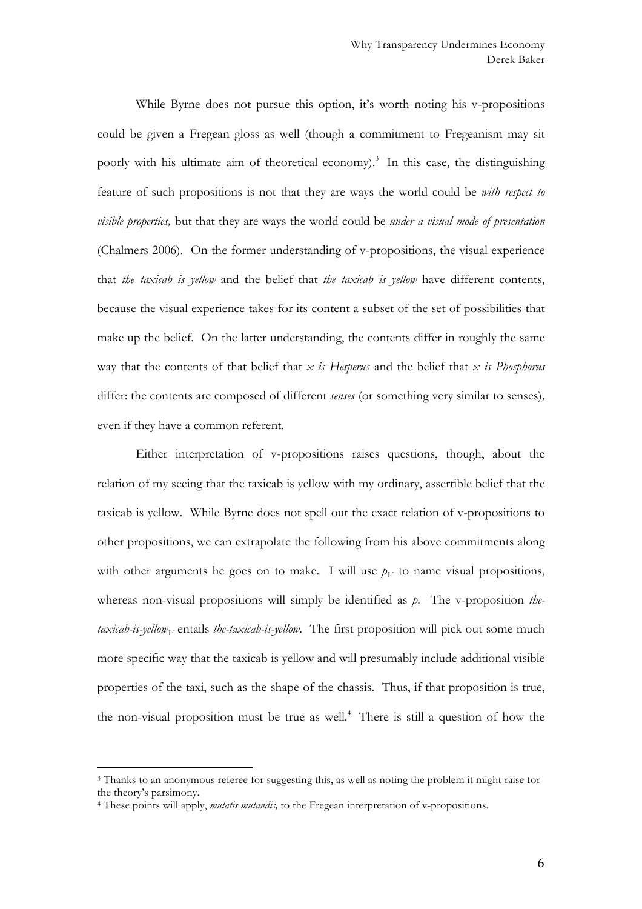While Byrne does not pursue this option, it's worth noting his v-propositions could be given a Fregean gloss as well (though a commitment to Fregeanism may sit poorly with his ultimate aim of theoretical economy).[3] In this case, the distinguishing feature of such propositions is not that they are ways the world could be *with respect to visible properties,* but that they are ways the world could be *under a visual mode of presentation* (Chalmers 2006). On the former understanding of v-propositions, the visual experience that *the taxicab is yellow* and the belief that *the taxicab is yellow* have different contents, because the visual experience takes for its content a subset of the set of possibilities that make up the belief. On the latter understanding, the contents differ in roughly the same way that the contents of that belief that *x is Hesperus* and the belief that *x is Phosphorus* differ: the contents are composed of different *senses* (or something very similar to senses), even if they have a common referent.

Either interpretation of v-propositions raises questions, though, about the relation of my seeing that the taxicab is yellow with my ordinary, assertible belief that the taxicab is yellow. While Byrne does not spell out the exact relation of v-propositions to other propositions, we can extrapolate the following from his above commitments along with other arguments he goes on to make. I will use $p_V$ to name visual propositions, whereas non-visual propositions will simply be identified as *p*. The v-proposition *the-taxicab-is-yellow*$_V$ entails *the-taxicab-is-yellow*. The first proposition will pick out some much more specific way that the taxicab is yellow and will presumably include additional visible properties of the taxi, such as the shape of the chassis. Thus, if that proposition is true, the non-visual proposition must be true as well.[4] There is still a question of how the

[3] Thanks to an anonymous referee for suggesting this, as well as noting the problem it might raise for the theory's parsimony.

[4] These points will apply, *mutatis mutandis,* to the Fregean interpretation of v-propositions.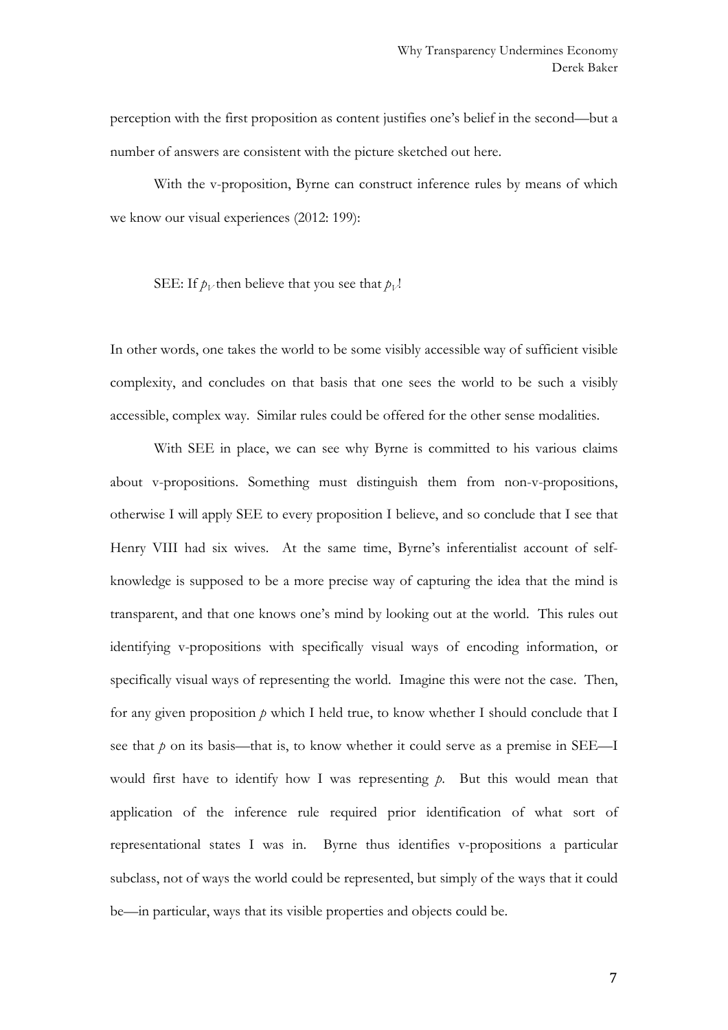perception with the first proposition as content justifies one's belief in the second—but a number of answers are consistent with the picture sketched out here.

With the v-proposition, Byrne can construct inference rules by means of which we know our visual experiences (2012: 199):

SEE: If $p_V$ then believe that you see that $p_V$!

In other words, one takes the world to be some visibly accessible way of sufficient visible complexity, and concludes on that basis that one sees the world to be such a visibly accessible, complex way. Similar rules could be offered for the other sense modalities.

With SEE in place, we can see why Byrne is committed to his various claims about v-propositions. Something must distinguish them from non-v-propositions, otherwise I will apply SEE to every proposition I believe, and so conclude that I see that Henry VIII had six wives. At the same time, Byrne's inferentialist account of self-knowledge is supposed to be a more precise way of capturing the idea that the mind is transparent, and that one knows one's mind by looking out at the world. This rules out identifying v-propositions with specifically visual ways of encoding information, or specifically visual ways of representing the world. Imagine this were not the case. Then, for any given proposition *p* which I held true, to know whether I should conclude that I see that *p* on its basis—that is, to know whether it could serve as a premise in SEE—I would first have to identify how I was representing *p*. But this would mean that application of the inference rule required prior identification of what sort of representational states I was in. Byrne thus identifies v-propositions a particular subclass, not of ways the world could be represented, but simply of the ways that it could be—in particular, ways that its visible properties and objects could be.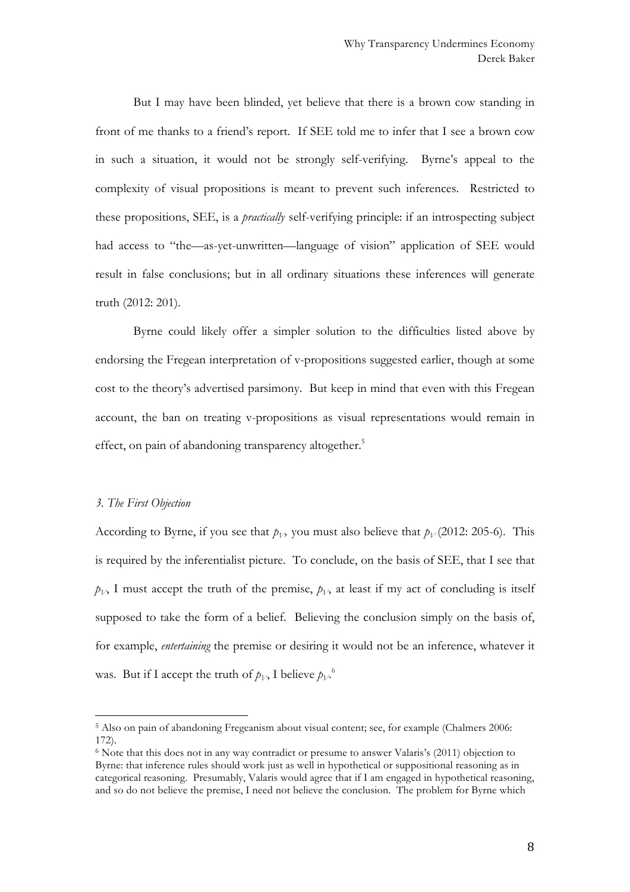But I may have been blinded, yet believe that there is a brown cow standing in front of me thanks to a friend's report. If SEE told me to infer that I see a brown cow in such a situation, it would not be strongly self-verifying. Byrne's appeal to the complexity of visual propositions is meant to prevent such inferences. Restricted to these propositions, SEE, is a *practically* self-verifying principle: if an introspecting subject had access to "the—as-yet-unwritten—language of vision" application of SEE would result in false conclusions; but in all ordinary situations these inferences will generate truth (2012: 201).

Byrne could likely offer a simpler solution to the difficulties listed above by endorsing the Fregean interpretation of v-propositions suggested earlier, though at some cost to the theory's advertised parsimony. But keep in mind that even with this Fregean account, the ban on treating v-propositions as visual representations would remain in effect, on pain of abandoning transparency altogether.[5]

### *3. The First Objection*

According to Byrne, if you see that $p_V$, you must also believe that $p_V$ (2012: 205-6). This is required by the inferentialist picture. To conclude, on the basis of SEE, that I see that $p_V$, I must accept the truth of the premise, $p_V$, at least if my act of concluding is itself supposed to take the form of a belief. Believing the conclusion simply on the basis of, for example, *entertaining* the premise or desiring it would not be an inference, whatever it was. But if I accept the truth of $p_V$, I believe $p_V$.[6]

---

[5] Also on pain of abandoning Fregeanism about visual content; see, for example (Chalmers 2006: 172).

[6] Note that this does not in any way contradict or presume to answer Valaris's (2011) objection to Byrne: that inference rules should work just as well in hypothetical or suppositional reasoning as in categorical reasoning. Presumably, Valaris would agree that if I am engaged in hypothetical reasoning, and so do not believe the premise, I need not believe the conclusion. The problem for Byrne which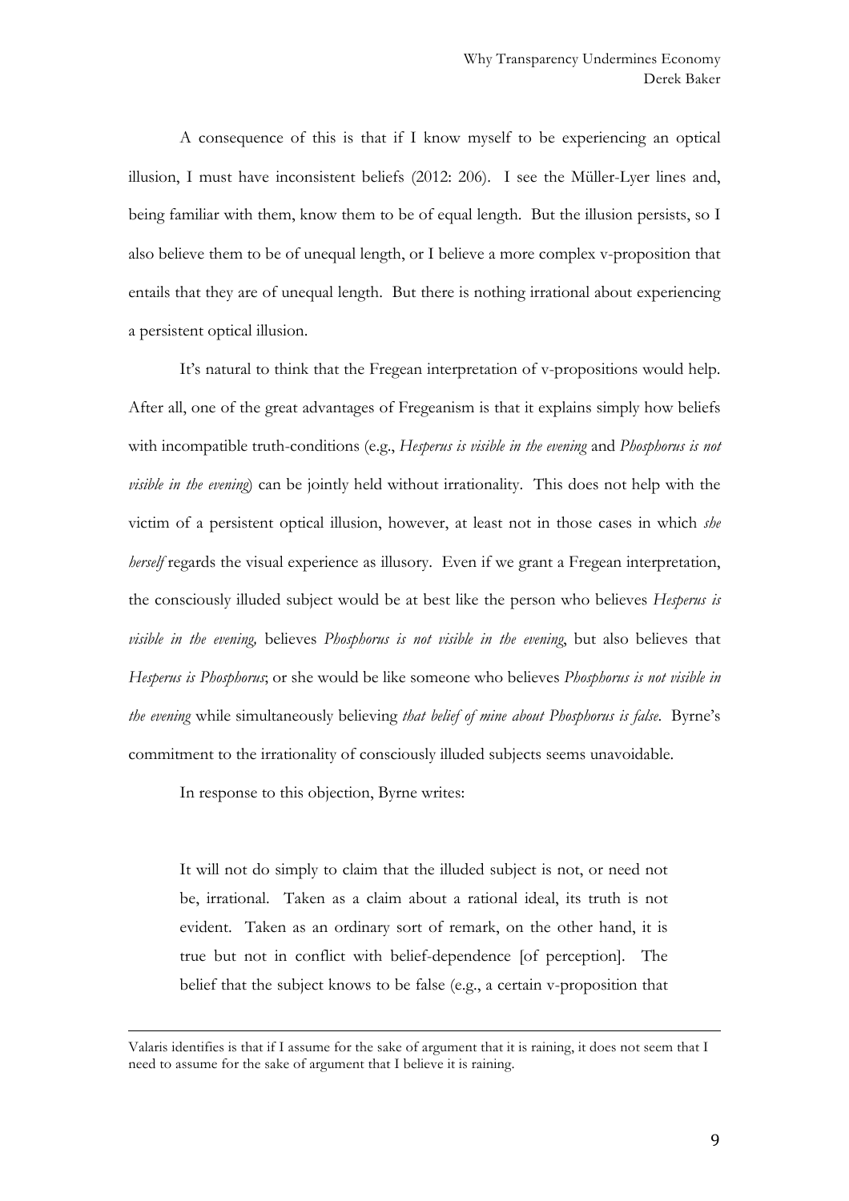A consequence of this is that if I know myself to be experiencing an optical illusion, I must have inconsistent beliefs (2012: 206). I see the Müller-Lyer lines and, being familiar with them, know them to be of equal length. But the illusion persists, so I also believe them to be of unequal length, or I believe a more complex v-proposition that entails that they are of unequal length. But there is nothing irrational about experiencing a persistent optical illusion.

It's natural to think that the Fregean interpretation of v-propositions would help. After all, one of the great advantages of Fregeanism is that it explains simply how beliefs with incompatible truth-conditions (e.g., *Hesperus is visible in the evening* and *Phosphorus is not visible in the evening*) can be jointly held without irrationality. This does not help with the victim of a persistent optical illusion, however, at least not in those cases in which *she herself* regards the visual experience as illusory. Even if we grant a Fregean interpretation, the consciously illuded subject would be at best like the person who believes *Hesperus is visible in the evening,* believes *Phosphorus is not visible in the evening*, but also believes that *Hesperus is Phosphorus*; or she would be like someone who believes *Phosphorus is not visible in the evening* while simultaneously believing *that belief of mine about Phosphorus is false*. Byrne's commitment to the irrationality of consciously illuded subjects seems unavoidable.

In response to this objection, Byrne writes:

> It will not do simply to claim that the illuded subject is not, or need not be, irrational. Taken as a claim about a rational ideal, its truth is not evident. Taken as an ordinary sort of remark, on the other hand, it is true but not in conflict with belief-dependence [of perception]. The belief that the subject knows to be false (e.g., a certain v-proposition that

Valaris identifies is that if I assume for the sake of argument that it is raining, it does not seem that I need to assume for the sake of argument that I believe it is raining.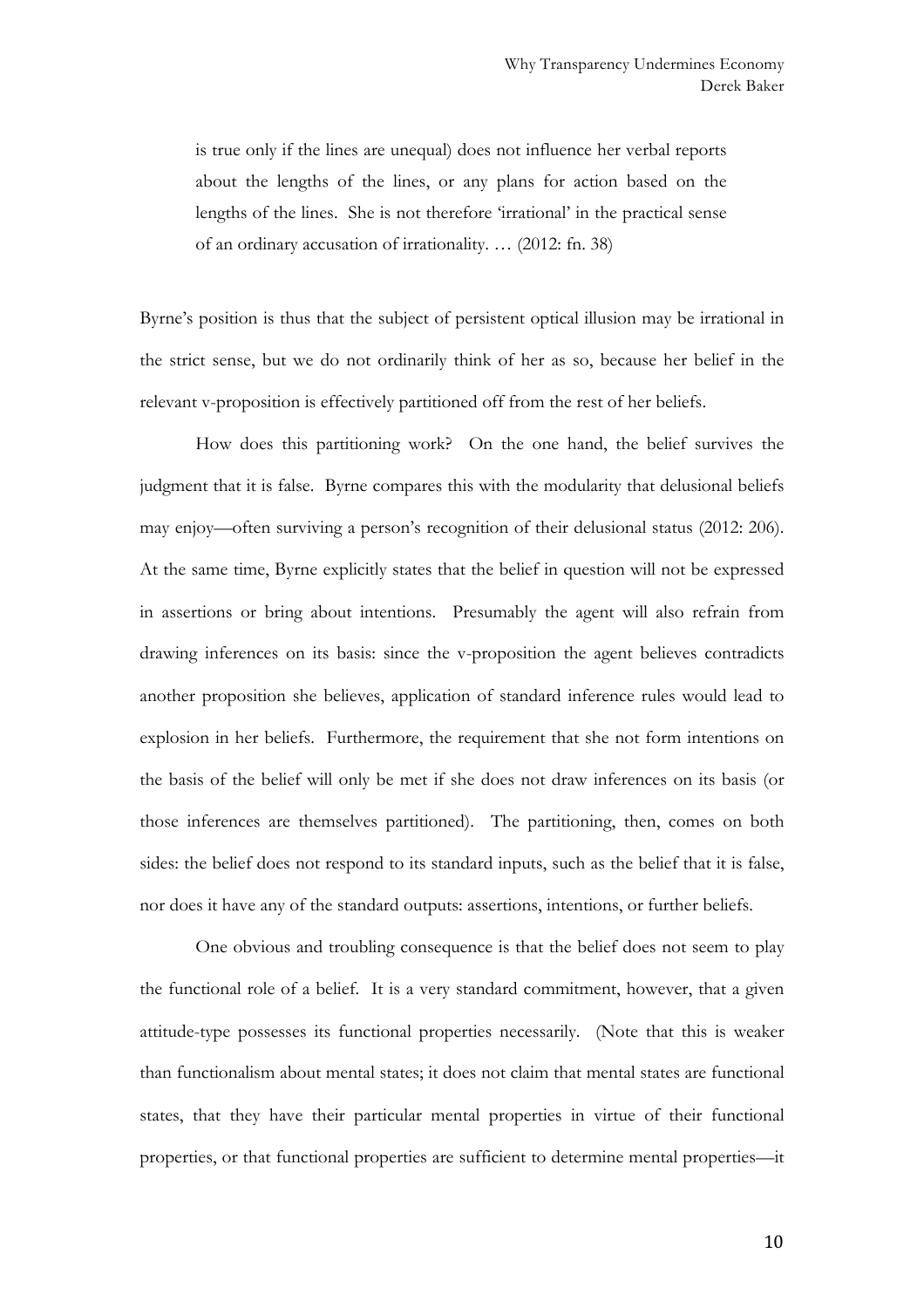is true only if the lines are unequal) does not influence her verbal reports about the lengths of the lines, or any plans for action based on the lengths of the lines. She is not therefore 'irrational' in the practical sense of an ordinary accusation of irrationality. … (2012: fn. 38)

Byrne's position is thus that the subject of persistent optical illusion may be irrational in the strict sense, but we do not ordinarily think of her as so, because her belief in the relevant v-proposition is effectively partitioned off from the rest of her beliefs.

How does this partitioning work? On the one hand, the belief survives the judgment that it is false. Byrne compares this with the modularity that delusional beliefs may enjoy—often surviving a person's recognition of their delusional status (2012: 206). At the same time, Byrne explicitly states that the belief in question will not be expressed in assertions or bring about intentions. Presumably the agent will also refrain from drawing inferences on its basis: since the v-proposition the agent believes contradicts another proposition she believes, application of standard inference rules would lead to explosion in her beliefs. Furthermore, the requirement that she not form intentions on the basis of the belief will only be met if she does not draw inferences on its basis (or those inferences are themselves partitioned). The partitioning, then, comes on both sides: the belief does not respond to its standard inputs, such as the belief that it is false, nor does it have any of the standard outputs: assertions, intentions, or further beliefs.

One obvious and troubling consequence is that the belief does not seem to play the functional role of a belief. It is a very standard commitment, however, that a given attitude-type possesses its functional properties necessarily. (Note that this is weaker than functionalism about mental states; it does not claim that mental states are functional states, that they have their particular mental properties in virtue of their functional properties, or that functional properties are sufficient to determine mental properties—it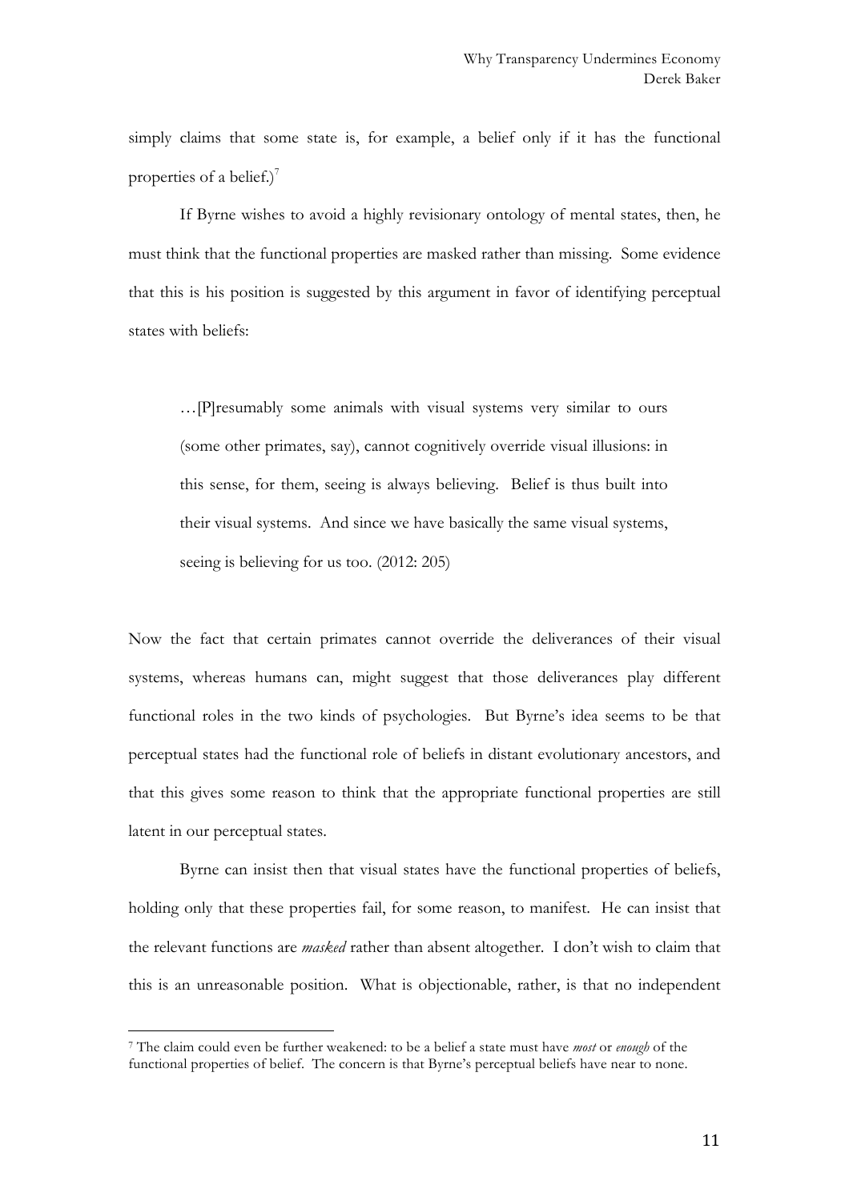simply claims that some state is, for example, a belief only if it has the functional properties of a belief.)[7]

If Byrne wishes to avoid a highly revisionary ontology of mental states, then, he must think that the functional properties are masked rather than missing. Some evidence that this is his position is suggested by this argument in favor of identifying perceptual states with beliefs:

> …[P]resumably some animals with visual systems very similar to ours (some other primates, say), cannot cognitively override visual illusions: in this sense, for them, seeing is always believing. Belief is thus built into their visual systems. And since we have basically the same visual systems, seeing is believing for us too. (2012: 205)

Now the fact that certain primates cannot override the deliverances of their visual systems, whereas humans can, might suggest that those deliverances play different functional roles in the two kinds of psychologies. But Byrne's idea seems to be that perceptual states had the functional role of beliefs in distant evolutionary ancestors, and that this gives some reason to think that the appropriate functional properties are still latent in our perceptual states.

Byrne can insist then that visual states have the functional properties of beliefs, holding only that these properties fail, for some reason, to manifest. He can insist that the relevant functions are *masked* rather than absent altogether. I don't wish to claim that this is an unreasonable position. What is objectionable, rather, is that no independent

[7] The claim could even be further weakened: to be a belief a state must have *most* or *enough* of the functional properties of belief. The concern is that Byrne's perceptual beliefs have near to none.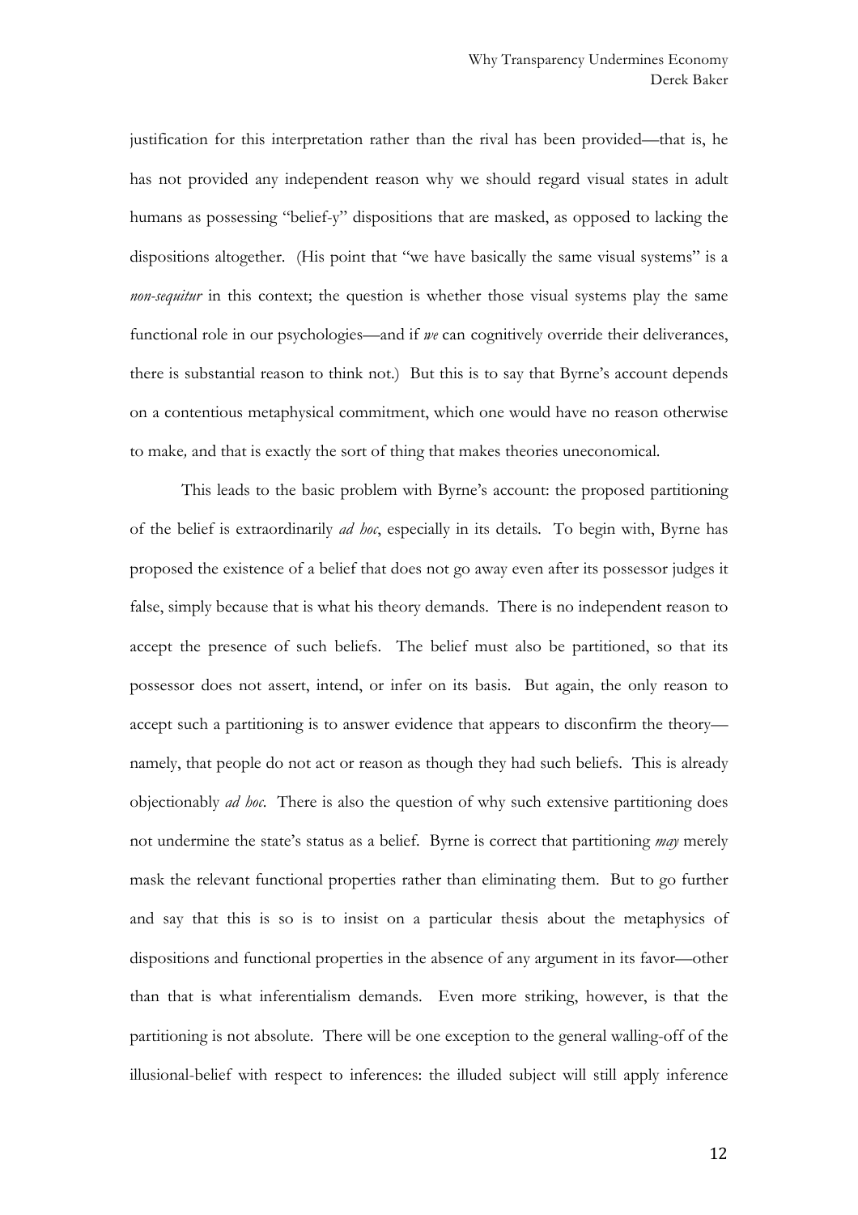justification for this interpretation rather than the rival has been provided—that is, he has not provided any independent reason why we should regard visual states in adult humans as possessing "belief-y" dispositions that are masked, as opposed to lacking the dispositions altogether. (His point that "we have basically the same visual systems" is a *non-sequitur* in this context; the question is whether those visual systems play the same functional role in our psychologies—and if *we* can cognitively override their deliverances, there is substantial reason to think not.) But this is to say that Byrne's account depends on a contentious metaphysical commitment, which one would have no reason otherwise to make*,* and that is exactly the sort of thing that makes theories uneconomical.

This leads to the basic problem with Byrne's account: the proposed partitioning of the belief is extraordinarily *ad hoc*, especially in its details. To begin with, Byrne has proposed the existence of a belief that does not go away even after its possessor judges it false, simply because that is what his theory demands. There is no independent reason to accept the presence of such beliefs. The belief must also be partitioned, so that its possessor does not assert, intend, or infer on its basis. But again, the only reason to accept such a partitioning is to answer evidence that appears to disconfirm the theory—namely, that people do not act or reason as though they had such beliefs. This is already objectionably *ad hoc*. There is also the question of why such extensive partitioning does not undermine the state's status as a belief. Byrne is correct that partitioning *may* merely mask the relevant functional properties rather than eliminating them. But to go further and say that this is so is to insist on a particular thesis about the metaphysics of dispositions and functional properties in the absence of any argument in its favor—other than that is what inferentialism demands. Even more striking, however, is that the partitioning is not absolute. There will be one exception to the general walling-off of the illusional-belief with respect to inferences: the illuded subject will still apply inference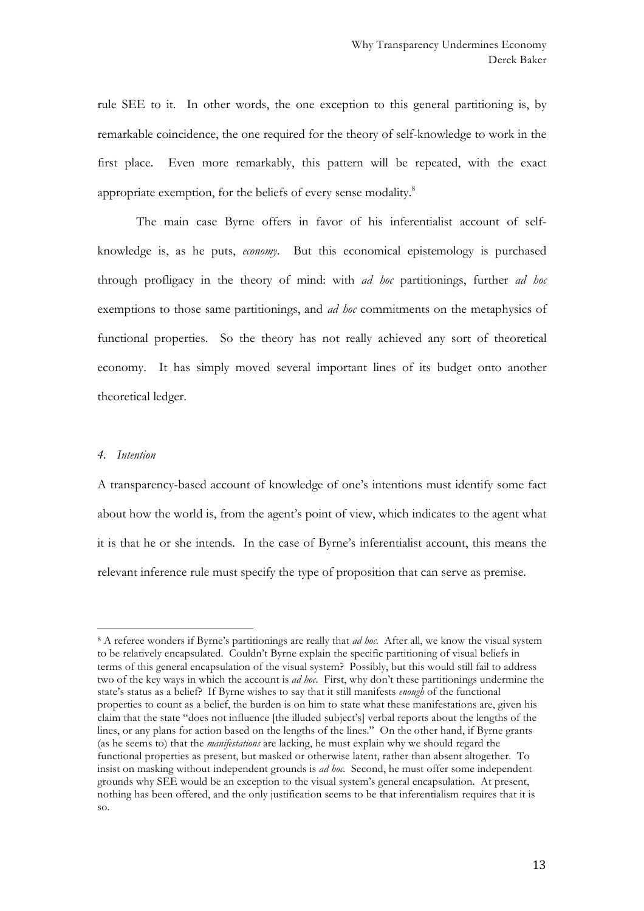rule SEE to it. In other words, the one exception to this general partitioning is, by remarkable coincidence, the one required for the theory of self-knowledge to work in the first place. Even more remarkably, this pattern will be repeated, with the exact appropriate exemption, for the beliefs of every sense modality.[8]

The main case Byrne offers in favor of his inferentialist account of self-knowledge is, as he puts, *economy*. But this economical epistemology is purchased through profligacy in the theory of mind: with *ad hoc* partitionings, further *ad hoc* exemptions to those same partitionings, and *ad hoc* commitments on the metaphysics of functional properties. So the theory has not really achieved any sort of theoretical economy. It has simply moved several important lines of its budget onto another theoretical ledger.

### *4. Intention*

A transparency-based account of knowledge of one's intentions must identify some fact about how the world is, from the agent's point of view, which indicates to the agent what it is that he or she intends. In the case of Byrne's inferentialist account, this means the relevant inference rule must specify the type of proposition that can serve as premise.

---

[8] A referee wonders if Byrne's partitionings are really that *ad hoc*. After all, we know the visual system to be relatively encapsulated. Couldn't Byrne explain the specific partitioning of visual beliefs in terms of this general encapsulation of the visual system? Possibly, but this would still fail to address two of the key ways in which the account is *ad hoc*. First, why don't these partitionings undermine the state's status as a belief? If Byrne wishes to say that it still manifests *enough* of the functional properties to count as a belief, the burden is on him to state what these manifestations are, given his claim that the state "does not influence [the illuded subject's] verbal reports about the lengths of the lines, or any plans for action based on the lengths of the lines." On the other hand, if Byrne grants (as he seems to) that the *manifestations* are lacking, he must explain why we should regard the functional properties as present, but masked or otherwise latent, rather than absent altogether. To insist on masking without independent grounds is *ad hoc*. Second, he must offer some independent grounds why SEE would be an exception to the visual system's general encapsulation. At present, nothing has been offered, and the only justification seems to be that inferentialism requires that it is so.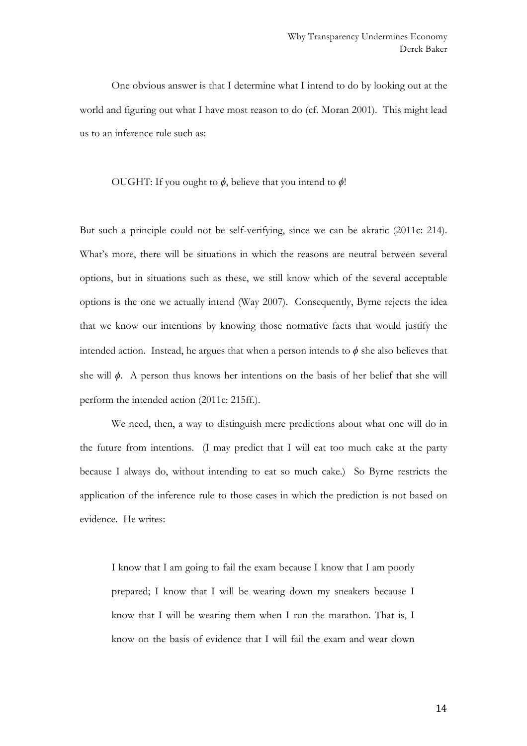One obvious answer is that I determine what I intend to do by looking out at the world and figuring out what I have most reason to do (cf. Moran 2001). This might lead us to an inference rule such as:

> OUGHT: If you ought to $\phi$, believe that you intend to $\phi$!

But such a principle could not be self-verifying, since we can be akratic (2011c: 214). What's more, there will be situations in which the reasons are neutral between several options, but in situations such as these, we still know which of the several acceptable options is the one we actually intend (Way 2007). Consequently, Byrne rejects the idea that we know our intentions by knowing those normative facts that would justify the intended action. Instead, he argues that when a person intends to $\phi$ she also believes that she will $\phi$. A person thus knows her intentions on the basis of her belief that she will perform the intended action (2011c: 215ff.).

We need, then, a way to distinguish mere predictions about what one will do in the future from intentions. (I may predict that I will eat too much cake at the party because I always do, without intending to eat so much cake.) So Byrne restricts the application of the inference rule to those cases in which the prediction is not based on evidence. He writes:

> I know that I am going to fail the exam because I know that I am poorly prepared; I know that I will be wearing down my sneakers because I know that I will be wearing them when I run the marathon. That is, I know on the basis of evidence that I will fail the exam and wear down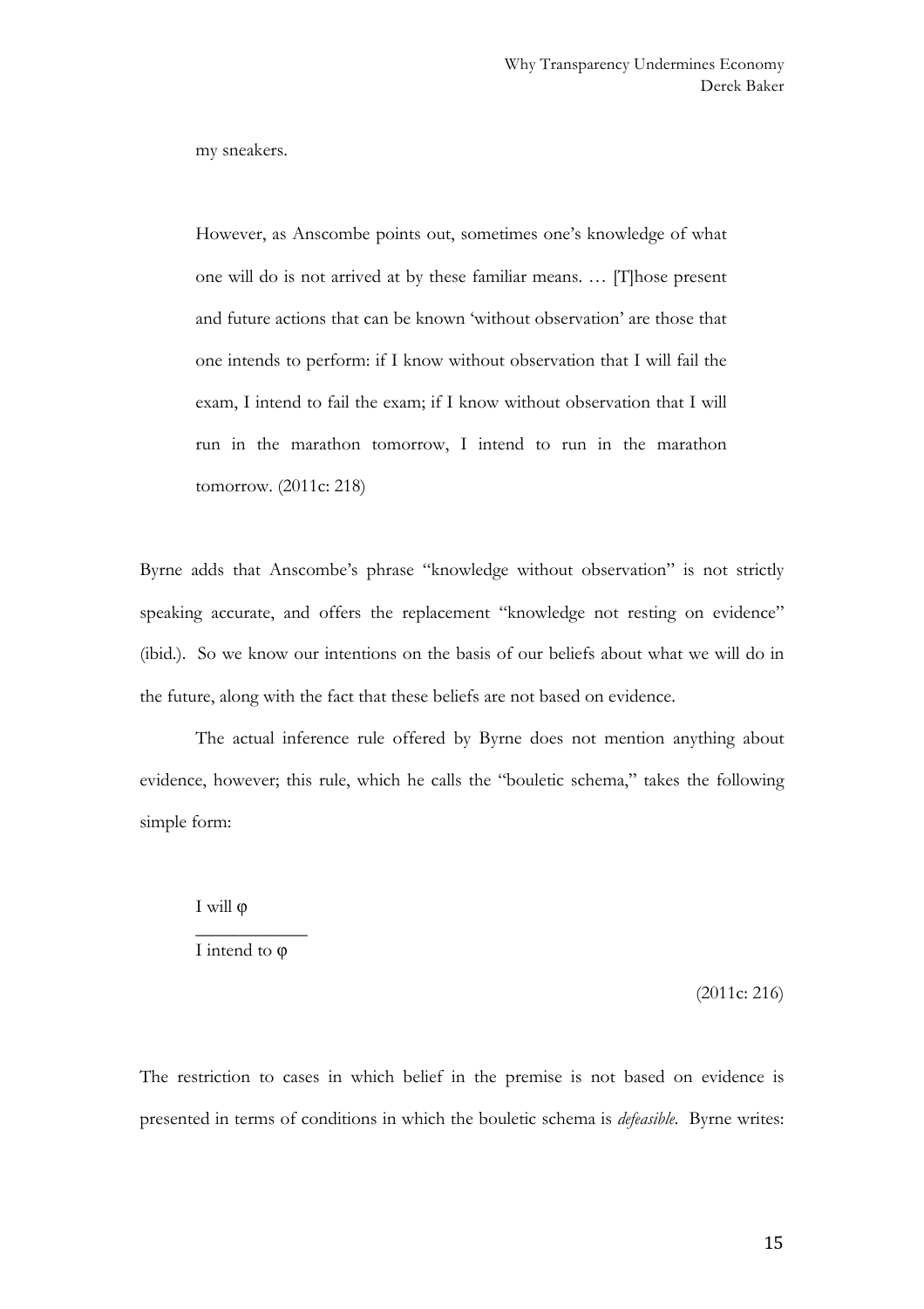my sneakers.

> However, as Anscombe points out, sometimes one's knowledge of what one will do is not arrived at by these familiar means. … [T]hose present and future actions that can be known 'without observation' are those that one intends to perform: if I know without observation that I will fail the exam, I intend to fail the exam; if I know without observation that I will run in the marathon tomorrow, I intend to run in the marathon tomorrow. (2011c: 218)

Byrne adds that Anscombe's phrase "knowledge without observation" is not strictly speaking accurate, and offers the replacement "knowledge not resting on evidence" (ibid.). So we know our intentions on the basis of our beliefs about what we will do in the future, along with the fact that these beliefs are not based on evidence.

The actual inference rule offered by Byrne does not mention anything about evidence, however; this rule, which he calls the "bouletic schema," takes the following simple form:

> I will φ
> ___________
> I intend to φ

(2011c: 216)

The restriction to cases in which belief in the premise is not based on evidence is presented in terms of conditions in which the bouletic schema is *defeasible*. Byrne writes: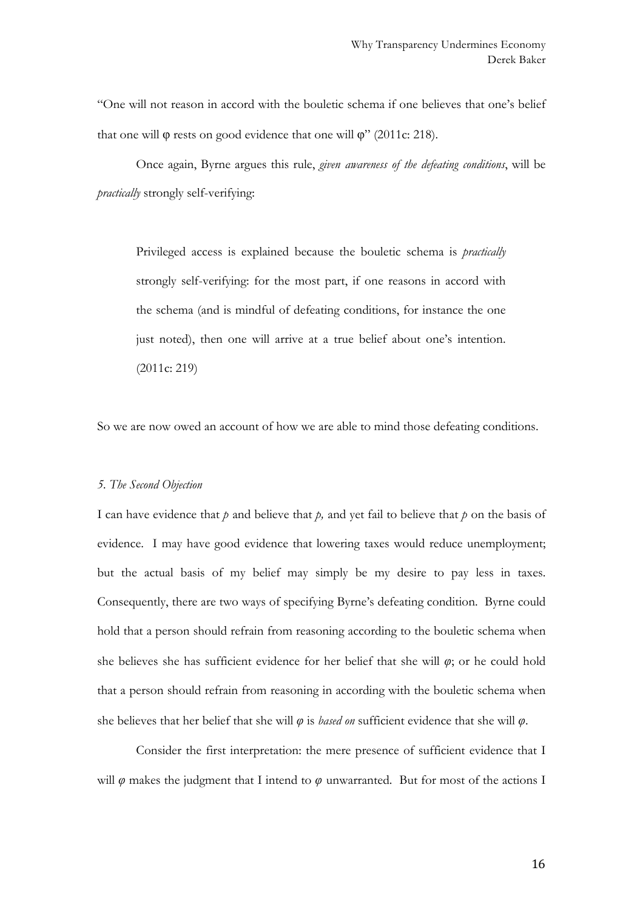"One will not reason in accord with the bouletic schema if one believes that one's belief that one will φ rests on good evidence that one will φ" (2011c: 218).

Once again, Byrne argues this rule, *given awareness of the defeating conditions*, will be *practically* strongly self-verifying:

> Privileged access is explained because the bouletic schema is *practically* strongly self-verifying: for the most part, if one reasons in accord with the schema (and is mindful of defeating conditions, for instance the one just noted), then one will arrive at a true belief about one's intention. (2011c: 219)

So we are now owed an account of how we are able to mind those defeating conditions.

### *5. The Second Objection*

I can have evidence that *p* and believe that *p,* and yet fail to believe that *p* on the basis of evidence. I may have good evidence that lowering taxes would reduce unemployment; but the actual basis of my belief may simply be my desire to pay less in taxes. Consequently, there are two ways of specifying Byrne's defeating condition. Byrne could hold that a person should refrain from reasoning according to the bouletic schema when she believes she has sufficient evidence for her belief that she will *φ*; or he could hold that a person should refrain from reasoning in according with the bouletic schema when she believes that her belief that she will *φ* is *based on* sufficient evidence that she will *φ*.

Consider the first interpretation: the mere presence of sufficient evidence that I will *φ* makes the judgment that I intend to *φ* unwarranted. But for most of the actions I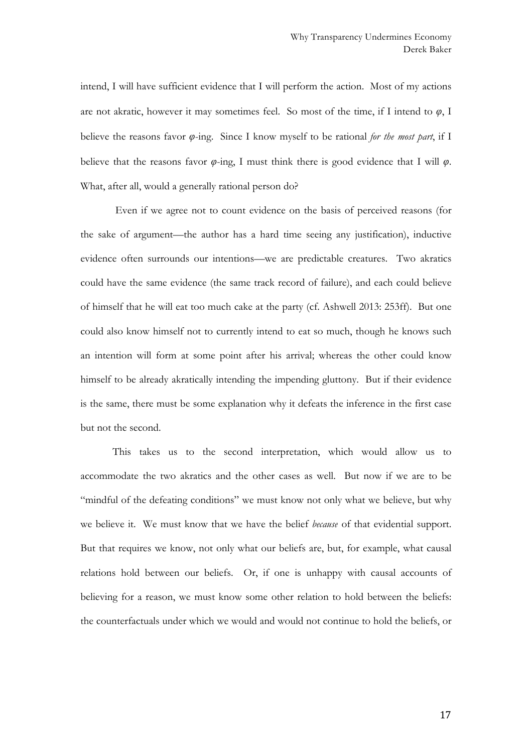intend, I will have sufficient evidence that I will perform the action. Most of my actions are not akratic, however it may sometimes feel. So most of the time, if I intend to $\varphi$, I believe the reasons favor $\varphi$-ing. Since I know myself to be rational *for the most part*, if I believe that the reasons favor $\varphi$-ing, I must think there is good evidence that I will $\varphi$. What, after all, would a generally rational person do?

Even if we agree not to count evidence on the basis of perceived reasons (for the sake of argument—the author has a hard time seeing any justification), inductive evidence often surrounds our intentions—we are predictable creatures. Two akratics could have the same evidence (the same track record of failure), and each could believe of himself that he will eat too much cake at the party (cf. Ashwell 2013: 253ff). But one could also know himself not to currently intend to eat so much, though he knows such an intention will form at some point after his arrival; whereas the other could know himself to be already akratically intending the impending gluttony. But if their evidence is the same, there must be some explanation why it defeats the inference in the first case but not the second.

This takes us to the second interpretation, which would allow us to accommodate the two akratics and the other cases as well. But now if we are to be "mindful of the defeating conditions" we must know not only what we believe, but why we believe it. We must know that we have the belief *because* of that evidential support. But that requires we know, not only what our beliefs are, but, for example, what causal relations hold between our beliefs. Or, if one is unhappy with causal accounts of believing for a reason, we must know some other relation to hold between the beliefs: the counterfactuals under which we would and would not continue to hold the beliefs, or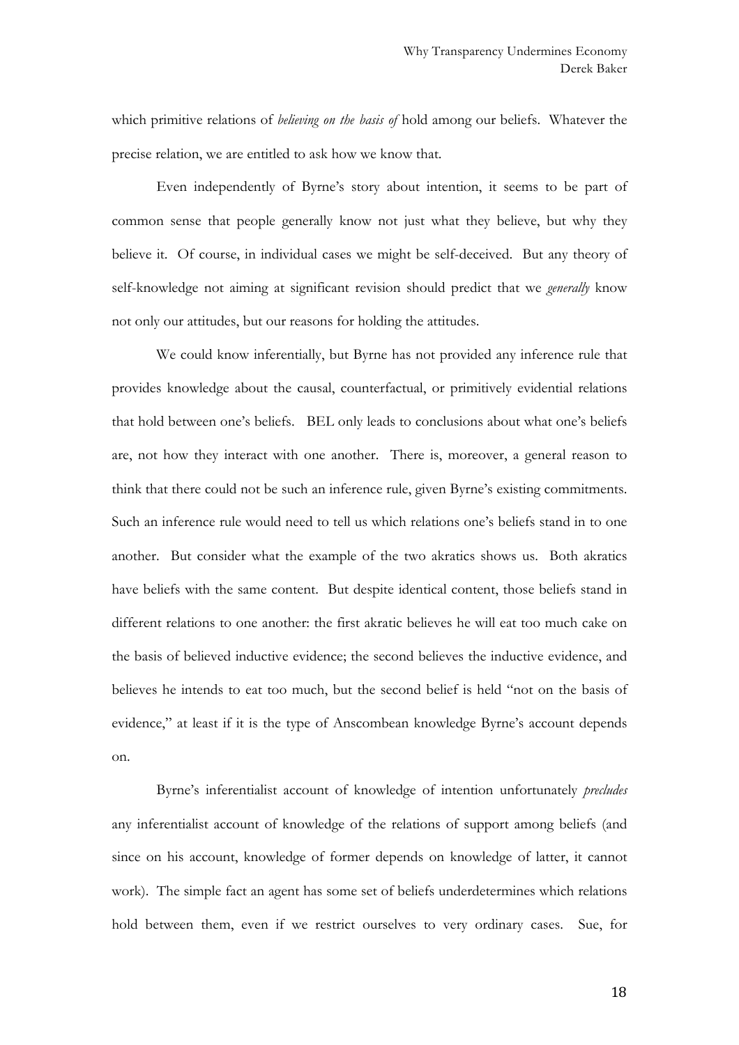which primitive relations of *believing on the basis of* hold among our beliefs. Whatever the precise relation, we are entitled to ask how we know that.

Even independently of Byrne's story about intention, it seems to be part of common sense that people generally know not just what they believe, but why they believe it. Of course, in individual cases we might be self-deceived. But any theory of self-knowledge not aiming at significant revision should predict that we *generally* know not only our attitudes, but our reasons for holding the attitudes.

We could know inferentially, but Byrne has not provided any inference rule that provides knowledge about the causal, counterfactual, or primitively evidential relations that hold between one's beliefs. BEL only leads to conclusions about what one's beliefs are, not how they interact with one another. There is, moreover, a general reason to think that there could not be such an inference rule, given Byrne's existing commitments. Such an inference rule would need to tell us which relations one's beliefs stand in to one another. But consider what the example of the two akratics shows us. Both akratics have beliefs with the same content. But despite identical content, those beliefs stand in different relations to one another: the first akratic believes he will eat too much cake on the basis of believed inductive evidence; the second believes the inductive evidence, and believes he intends to eat too much, but the second belief is held "not on the basis of evidence," at least if it is the type of Anscombean knowledge Byrne's account depends on.

Byrne's inferentialist account of knowledge of intention unfortunately *precludes* any inferentialist account of knowledge of the relations of support among beliefs (and since on his account, knowledge of former depends on knowledge of latter, it cannot work). The simple fact an agent has some set of beliefs underdetermines which relations hold between them, even if we restrict ourselves to very ordinary cases. Sue, for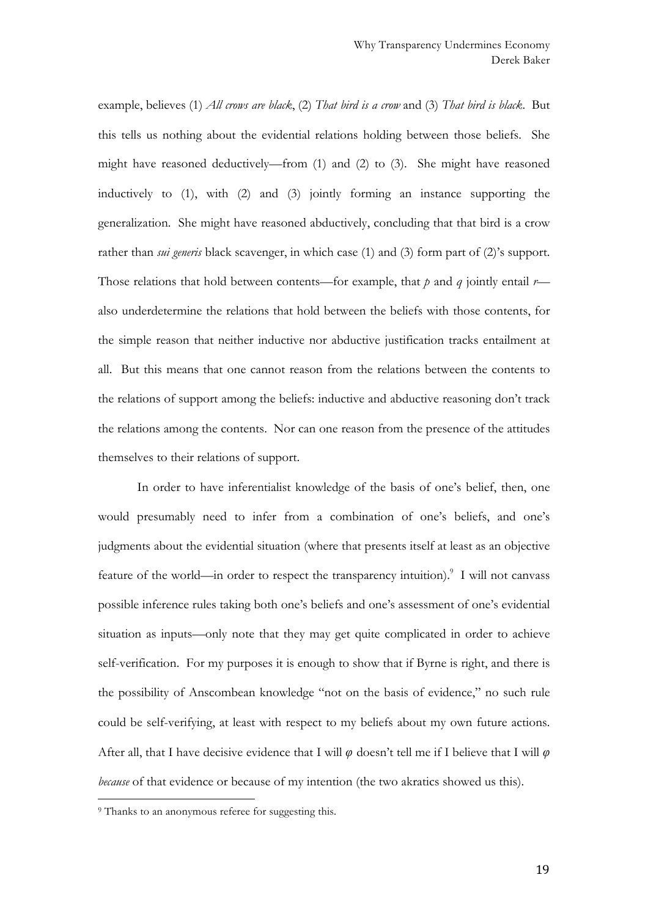example, believes (1) *All crows are black*, (2) *That bird is a crow* and (3) *That bird is black*. But this tells us nothing about the evidential relations holding between those beliefs. She might have reasoned deductively—from (1) and (2) to (3). She might have reasoned inductively to (1), with (2) and (3) jointly forming an instance supporting the generalization. She might have reasoned abductively, concluding that that bird is a crow rather than *sui generis* black scavenger, in which case (1) and (3) form part of (2)'s support. Those relations that hold between contents—for example, that *p* and *q* jointly entail *r*—also underdetermine the relations that hold between the beliefs with those contents, for the simple reason that neither inductive nor abductive justification tracks entailment at all. But this means that one cannot reason from the relations between the contents to the relations of support among the beliefs: inductive and abductive reasoning don't track the relations among the contents. Nor can one reason from the presence of the attitudes themselves to their relations of support.

In order to have inferentialist knowledge of the basis of one's belief, then, one would presumably need to infer from a combination of one's beliefs, and one's judgments about the evidential situation (where that presents itself at least as an objective feature of the world—in order to respect the transparency intuition).[9] I will not canvass possible inference rules taking both one's beliefs and one's assessment of one's evidential situation as inputs—only note that they may get quite complicated in order to achieve self-verification. For my purposes it is enough to show that if Byrne is right, and there is the possibility of Anscombean knowledge "not on the basis of evidence," no such rule could be self-verifying, at least with respect to my beliefs about my own future actions. After all, that I have decisive evidence that I will $\varphi$ doesn't tell me if I believe that I will $\varphi$ *because* of that evidence or because of my intention (the two akratics showed us this).

[9] Thanks to an anonymous referee for suggesting this.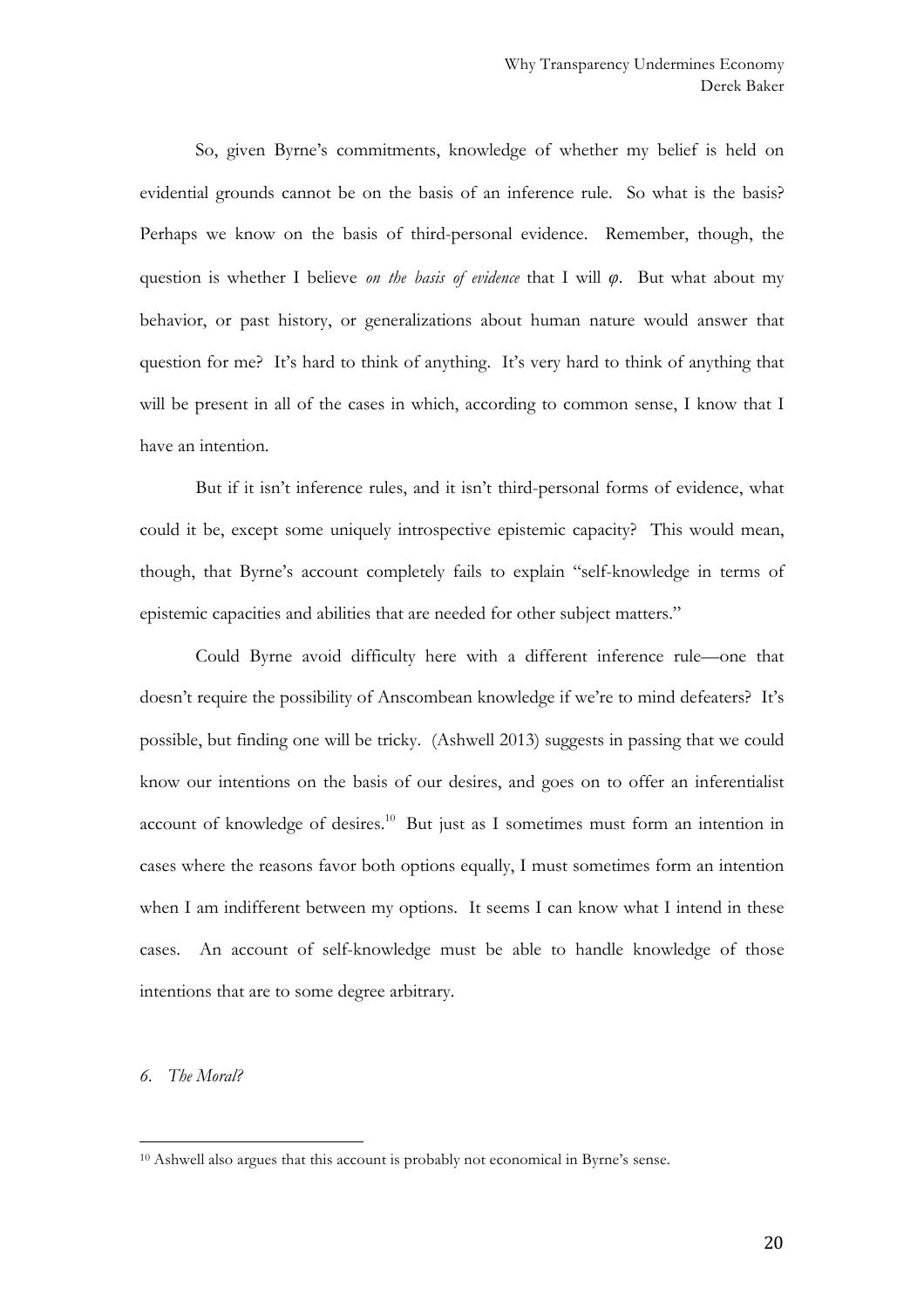So, given Byrne's commitments, knowledge of whether my belief is held on evidential grounds cannot be on the basis of an inference rule. So what is the basis? Perhaps we know on the basis of third-personal evidence. Remember, though, the question is whether I believe *on the basis of evidence* that I will $\varphi$. But what about my behavior, or past history, or generalizations about human nature would answer that question for me? It's hard to think of anything. It's very hard to think of anything that will be present in all of the cases in which, according to common sense, I know that I have an intention.

But if it isn't inference rules, and it isn't third-personal forms of evidence, what could it be, except some uniquely introspective epistemic capacity? This would mean, though, that Byrne's account completely fails to explain "self-knowledge in terms of epistemic capacities and abilities that are needed for other subject matters."

Could Byrne avoid difficulty here with a different inference rule—one that doesn't require the possibility of Anscombean knowledge if we're to mind defeaters? It's possible, but finding one will be tricky. (Ashwell 2013) suggests in passing that we could know our intentions on the basis of our desires, and goes on to offer an inferentialist account of knowledge of desires.[10] But just as I sometimes must form an intention in cases where the reasons favor both options equally, I must sometimes form an intention when I am indifferent between my options. It seems I can know what I intend in these cases. An account of self-knowledge must be able to handle knowledge of those intentions that are to some degree arbitrary.

## *6. The Moral?*

[10] Ashwell also argues that this account is probably not economical in Byrne's sense.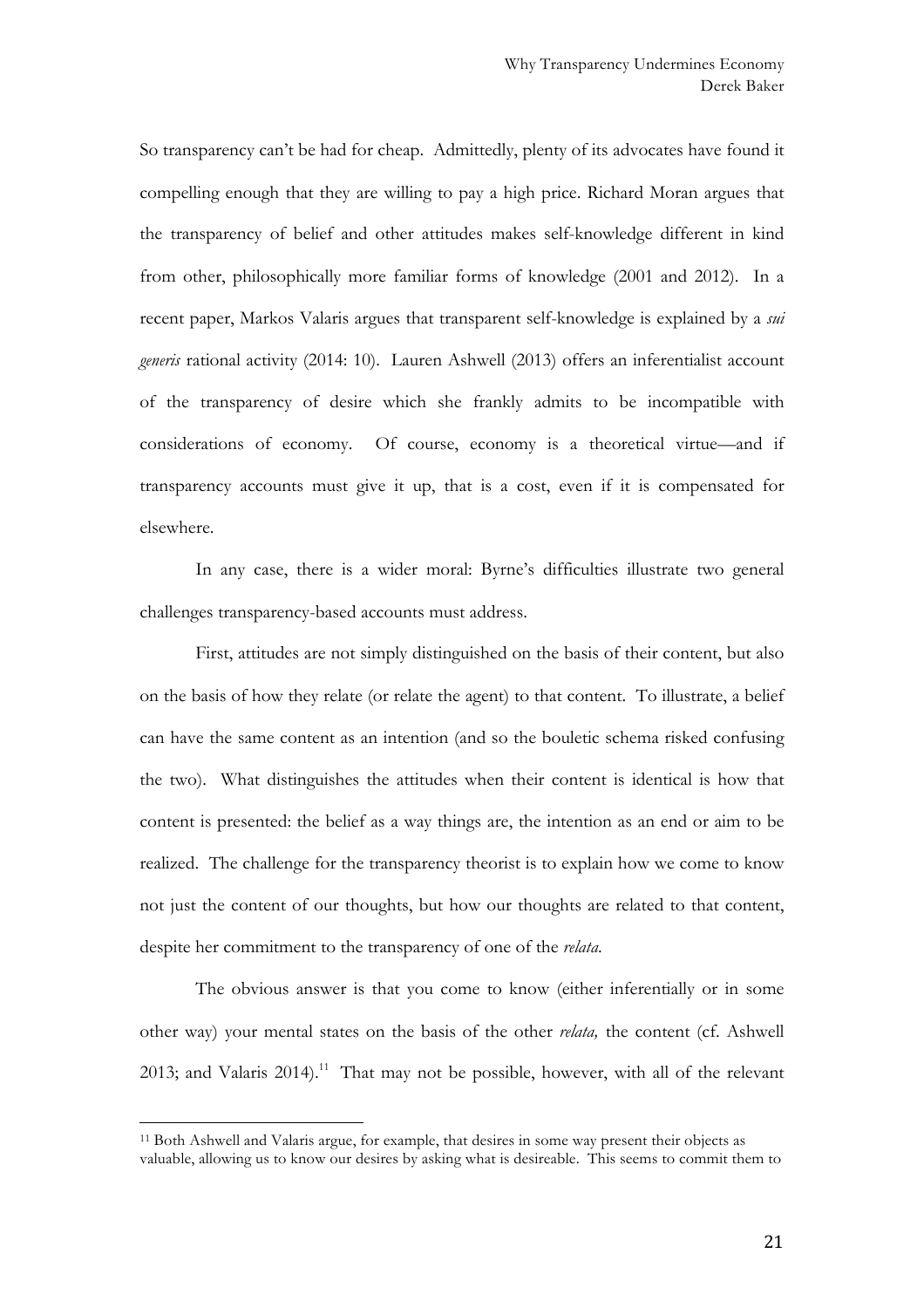So transparency can't be had for cheap. Admittedly, plenty of its advocates have found it compelling enough that they are willing to pay a high price. Richard Moran argues that the transparency of belief and other attitudes makes self-knowledge different in kind from other, philosophically more familiar forms of knowledge (2001 and 2012). In a recent paper, Markos Valaris argues that transparent self-knowledge is explained by a *sui generis* rational activity (2014: 10). Lauren Ashwell (2013) offers an inferentialist account of the transparency of desire which she frankly admits to be incompatible with considerations of economy. Of course, economy is a theoretical virtue—and if transparency accounts must give it up, that is a cost, even if it is compensated for elsewhere.

In any case, there is a wider moral: Byrne's difficulties illustrate two general challenges transparency-based accounts must address.

First, attitudes are not simply distinguished on the basis of their content, but also on the basis of how they relate (or relate the agent) to that content. To illustrate, a belief can have the same content as an intention (and so the bouletic schema risked confusing the two). What distinguishes the attitudes when their content is identical is how that content is presented: the belief as a way things are, the intention as an end or aim to be realized. The challenge for the transparency theorist is to explain how we come to know not just the content of our thoughts, but how our thoughts are related to that content, despite her commitment to the transparency of one of the *relata*.

The obvious answer is that you come to know (either inferentially or in some other way) your mental states on the basis of the other *relata,* the content (cf. Ashwell 2013; and Valaris 2014).[11] That may not be possible, however, with all of the relevant

[11] Both Ashwell and Valaris argue, for example, that desires in some way present their objects as valuable, allowing us to know our desires by asking what is desireable. This seems to commit them to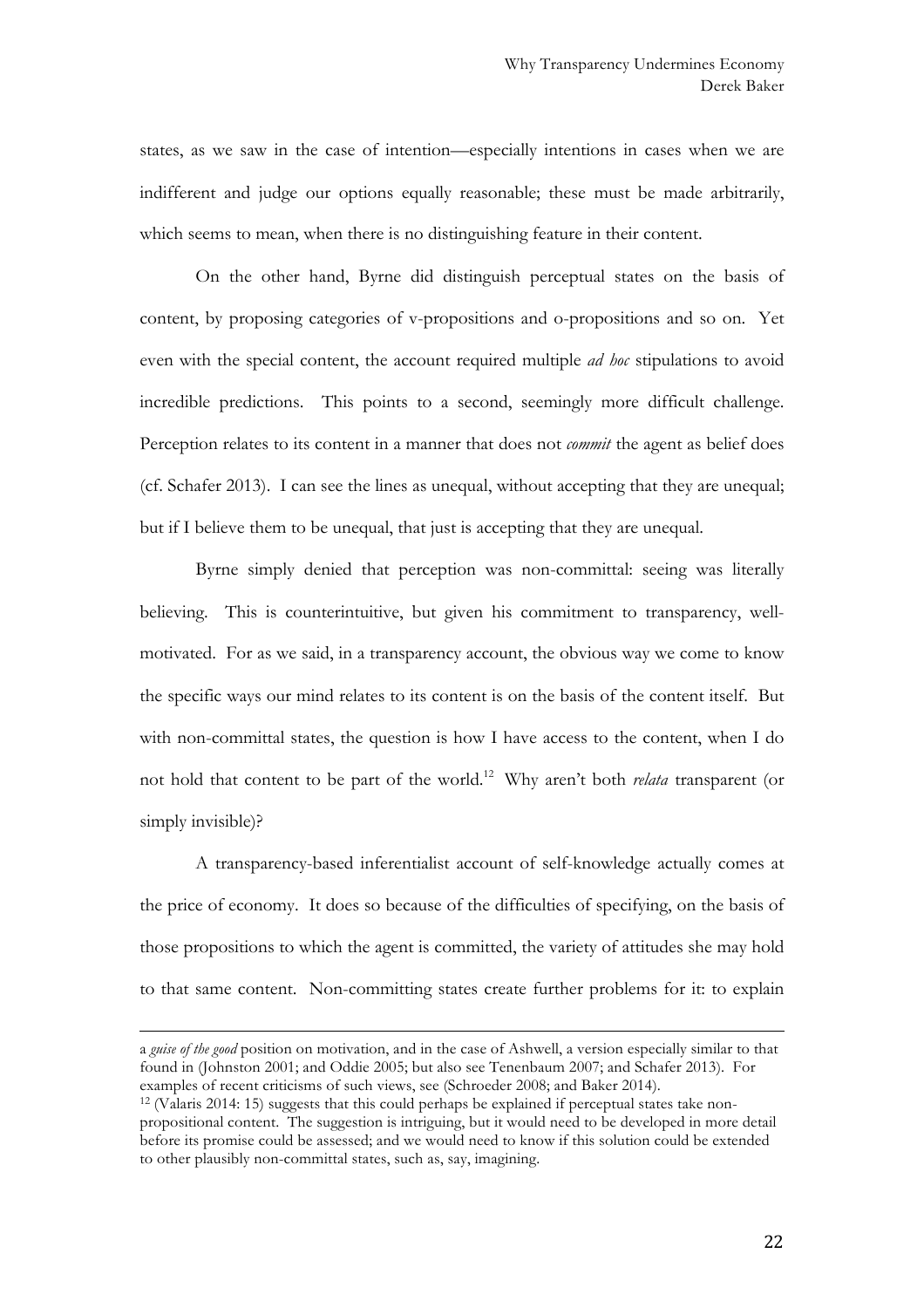states, as we saw in the case of intention—especially intentions in cases when we are indifferent and judge our options equally reasonable; these must be made arbitrarily, which seems to mean, when there is no distinguishing feature in their content.

On the other hand, Byrne did distinguish perceptual states on the basis of content, by proposing categories of v-propositions and o-propositions and so on. Yet even with the special content, the account required multiple *ad hoc* stipulations to avoid incredible predictions. This points to a second, seemingly more difficult challenge. Perception relates to its content in a manner that does not *commit* the agent as belief does (cf. Schafer 2013). I can see the lines as unequal, without accepting that they are unequal; but if I believe them to be unequal, that just is accepting that they are unequal.

Byrne simply denied that perception was non-committal: seeing was literally believing. This is counterintuitive, but given his commitment to transparency, well-motivated. For as we said, in a transparency account, the obvious way we come to know the specific ways our mind relates to its content is on the basis of the content itself. But with non-committal states, the question is how I have access to the content, when I do not hold that content to be part of the world.[12] Why aren't both *relata* transparent (or simply invisible)?

A transparency-based inferentialist account of self-knowledge actually comes at the price of economy. It does so because of the difficulties of specifying, on the basis of those propositions to which the agent is committed, the variety of attitudes she may hold to that same content. Non-committing states create further problems for it: to explain

---

a *guise of the good* position on motivation, and in the case of Ashwell, a version especially similar to that found in (Johnston 2001; and Oddie 2005; but also see Tenenbaum 2007; and Schafer 2013). For examples of recent criticisms of such views, see (Schroeder 2008; and Baker 2014).

[12] (Valaris 2014: 15) suggests that this could perhaps be explained if perceptual states take non-propositional content. The suggestion is intriguing, but it would need to be developed in more detail before its promise could be assessed; and we would need to know if this solution could be extended to other plausibly non-committal states, such as, say, imagining.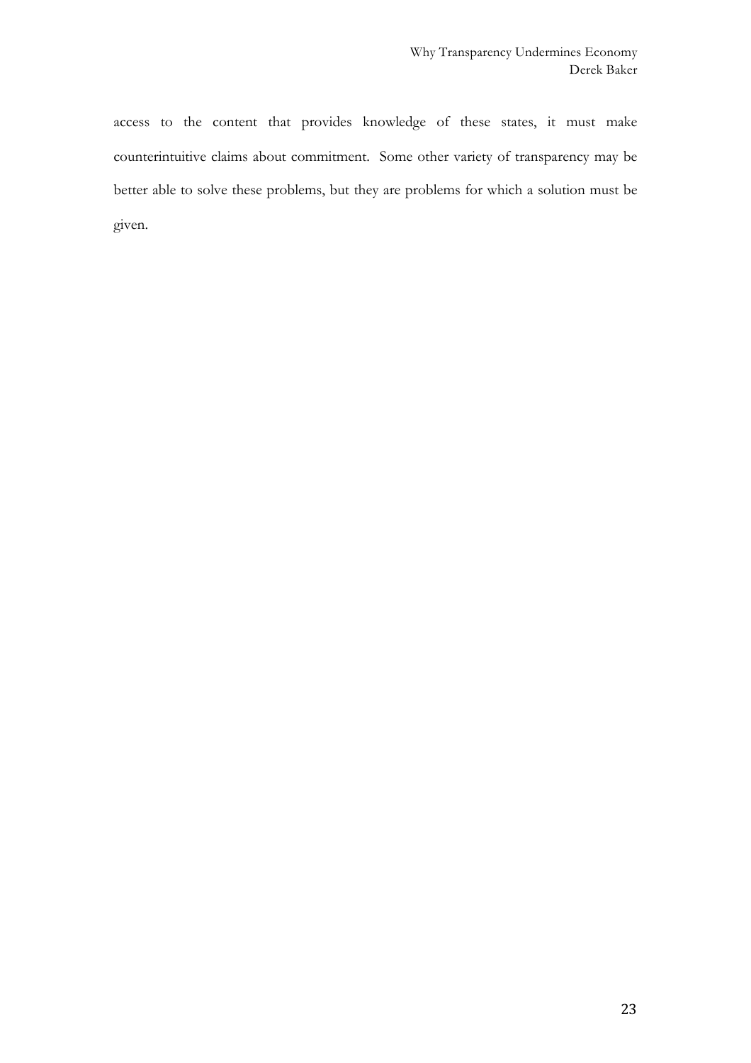access to the content that provides knowledge of these states, it must make counterintuitive claims about commitment. Some other variety of transparency may be better able to solve these problems, but they are problems for which a solution must be given.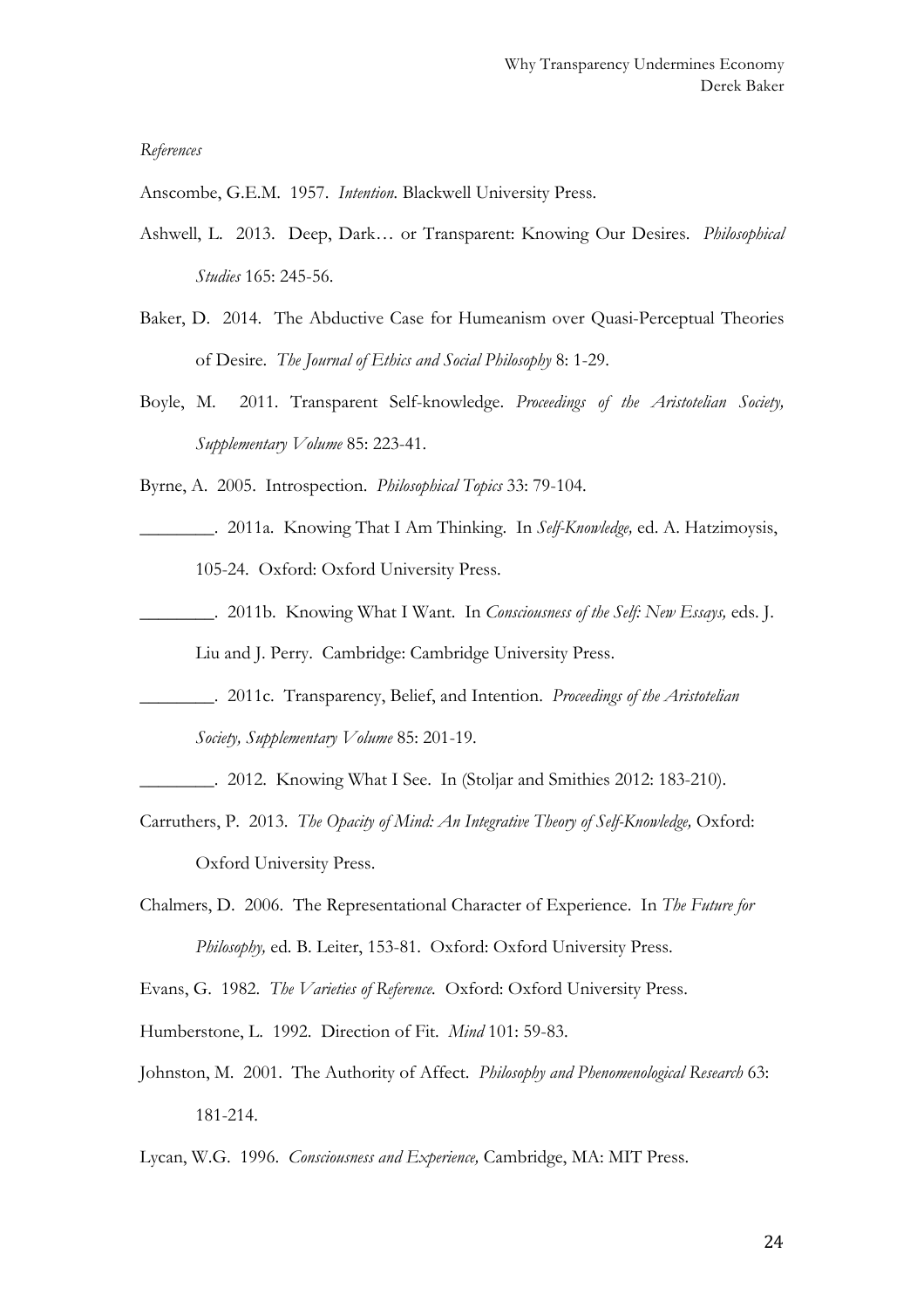*References*

Anscombe, G.E.M. 1957. *Intention.* Blackwell University Press.

Ashwell, L. 2013. Deep, Dark… or Transparent: Knowing Our Desires. *Philosophical Studies* 165: 245-56.

Baker, D. 2014. The Abductive Case for Humeanism over Quasi-Perceptual Theories of Desire. *The Journal of Ethics and Social Philosophy* 8: 1-29.

Boyle, M. 2011. Transparent Self-knowledge. *Proceedings of the Aristotelian Society, Supplementary Volume* 85: 223-41.

Byrne, A. 2005. Introspection. *Philosophical Topics* 33: 79-104.

________. 2011a. Knowing That I Am Thinking. In *Self-Knowledge,* ed. A. Hatzimoysis, 105-24. Oxford: Oxford University Press.

________. 2011b. Knowing What I Want. In *Consciousness of the Self: New Essays,* eds. J. Liu and J. Perry. Cambridge: Cambridge University Press.

________. 2011c. Transparency, Belief, and Intention. *Proceedings of the Aristotelian Society, Supplementary Volume* 85: 201-19.

________. 2012. Knowing What I See. In (Stoljar and Smithies 2012: 183-210).

Carruthers, P. 2013. *The Opacity of Mind: An Integrative Theory of Self-Knowledge,* Oxford: Oxford University Press.

Chalmers, D. 2006. The Representational Character of Experience. In *The Future for Philosophy,* ed. B. Leiter, 153-81. Oxford: Oxford University Press.

Evans, G. 1982. *The Varieties of Reference.* Oxford: Oxford University Press.

Humberstone, L. 1992. Direction of Fit. *Mind* 101: 59-83.

Johnston, M. 2001. The Authority of Affect. *Philosophy and Phenomenological Research* 63: 181-214.

Lycan, W.G. 1996. *Consciousness and Experience,* Cambridge, MA: MIT Press.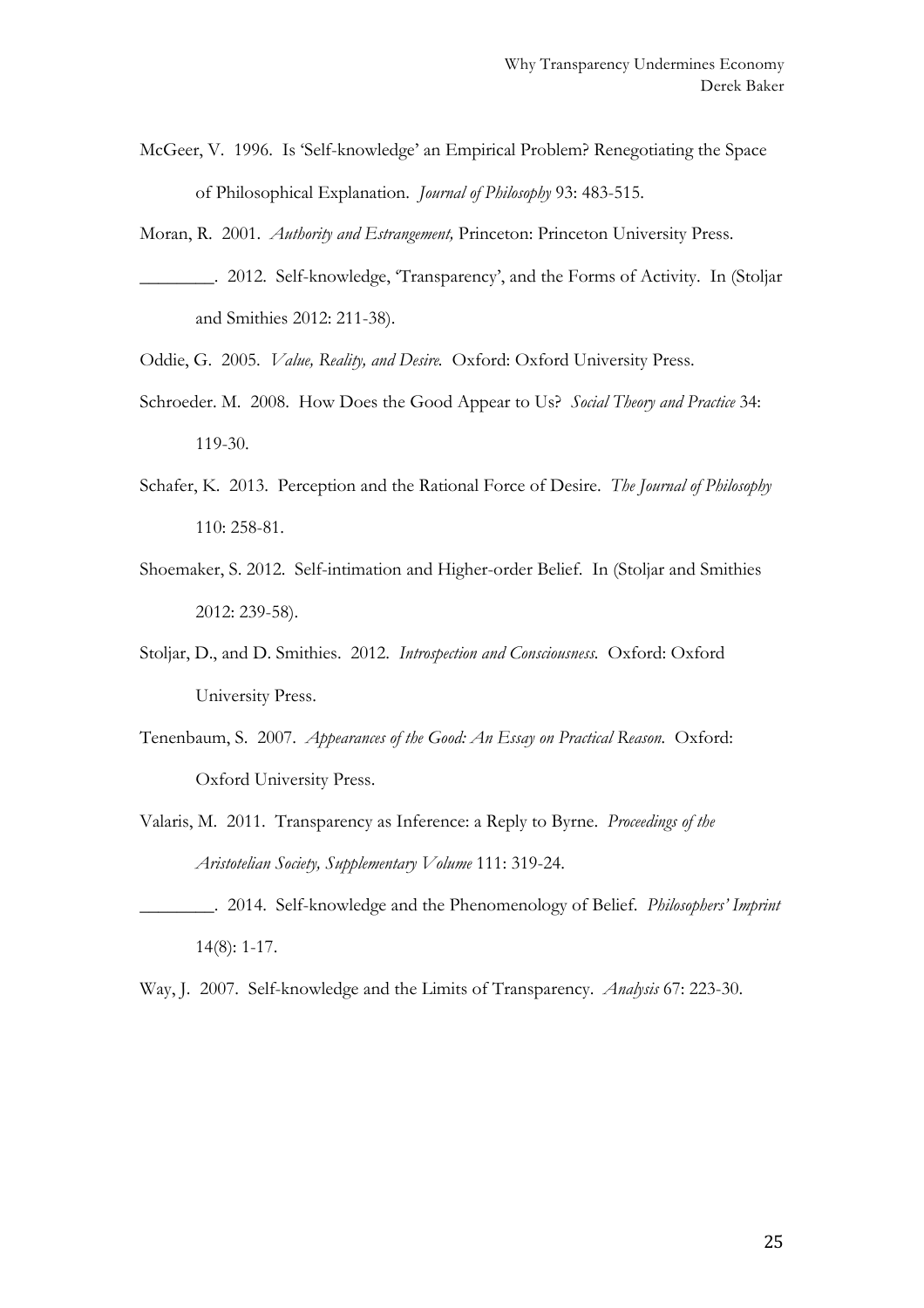McGeer, V. 1996. Is 'Self-knowledge' an Empirical Problem? Renegotiating the Space of Philosophical Explanation. *Journal of Philosophy* 93: 483-515.

Moran, R. 2001. *Authority and Estrangement,* Princeton: Princeton University Press.

________. 2012. Self-knowledge, 'Transparency', and the Forms of Activity. In (Stoljar and Smithies 2012: 211-38).

Oddie, G. 2005. *Value, Reality, and Desire.* Oxford: Oxford University Press.

Schroeder. M. 2008. How Does the Good Appear to Us? *Social Theory and Practice* 34: 119-30.

Schafer, K. 2013. Perception and the Rational Force of Desire. *The Journal of Philosophy* 110: 258-81.

Shoemaker, S. 2012. Self-intimation and Higher-order Belief. In (Stoljar and Smithies 2012: 239-58).

Stoljar, D., and D. Smithies. 2012. *Introspection and Consciousness.* Oxford: Oxford University Press.

Tenenbaum, S. 2007. *Appearances of the Good: An Essay on Practical Reason.* Oxford: Oxford University Press.

Valaris, M. 2011. Transparency as Inference: a Reply to Byrne. *Proceedings of the Aristotelian Society, Supplementary Volume* 111: 319-24.

________. 2014. Self-knowledge and the Phenomenology of Belief. *Philosophers' Imprint* 14(8): 1-17.

Way, J. 2007. Self-knowledge and the Limits of Transparency. *Analysis* 67: 223-30.